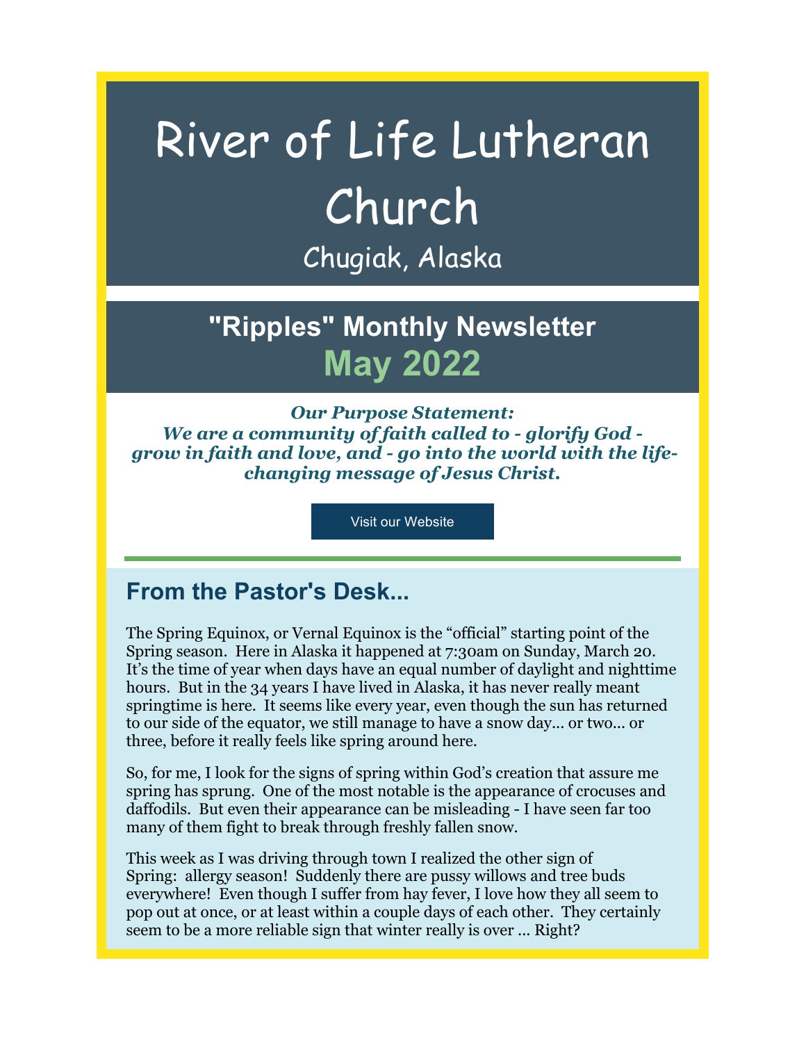# River of Life Lutheran Church

Chugiak, Alaska

## "Ripples" Monthly Newsletter

## May 2022

***Our Purpose Statement:***
***We are a community of faith called to - glorify God - grow in faith and love, and - go into the world with the life-changing message of Jesus Christ.***

Visit our Website

## From the Pastor's Desk...

The Spring Equinox, or Vernal Equinox is the "official" starting point of the Spring season. Here in Alaska it happened at 7:30am on Sunday, March 20. It's the time of year when days have an equal number of daylight and nighttime hours. But in the 34 years I have lived in Alaska, it has never really meant springtime is here. It seems like every year, even though the sun has returned to our side of the equator, we still manage to have a snow day... or two... or three, before it really feels like spring around here.

So, for me, I look for the signs of spring within God's creation that assure me spring has sprung. One of the most notable is the appearance of crocuses and daffodils. But even their appearance can be misleading - I have seen far too many of them fight to break through freshly fallen snow.

This week as I was driving through town I realized the other sign of Spring: allergy season! Suddenly there are pussy willows and tree buds everywhere! Even though I suffer from hay fever, I love how they all seem to pop out at once, or at least within a couple days of each other. They certainly seem to be a more reliable sign that winter really is over ... Right?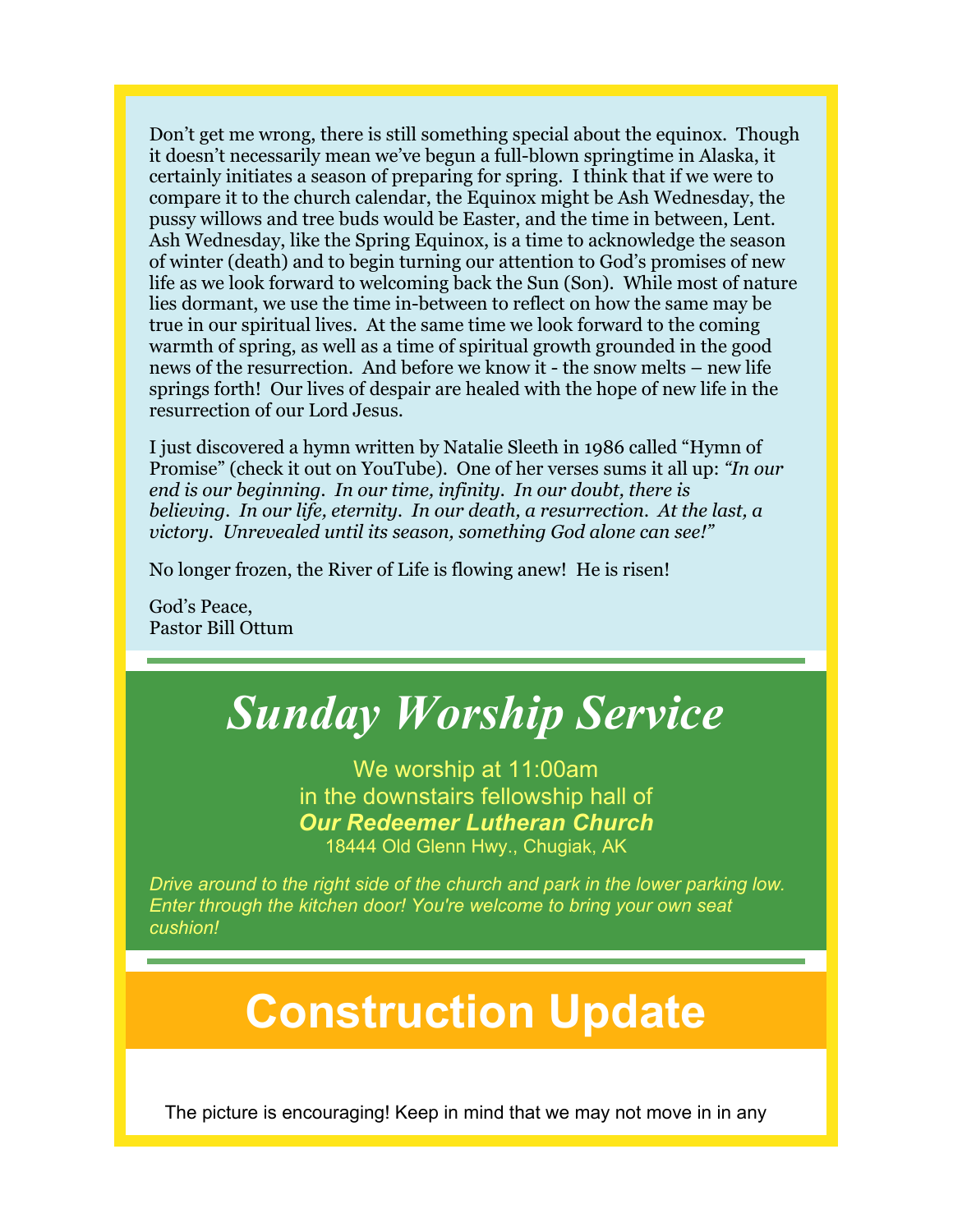Don't get me wrong, there is still something special about the equinox. Though it doesn't necessarily mean we've begun a full-blown springtime in Alaska, it certainly initiates a season of preparing for spring. I think that if we were to compare it to the church calendar, the Equinox might be Ash Wednesday, the pussy willows and tree buds would be Easter, and the time in between, Lent. Ash Wednesday, like the Spring Equinox, is a time to acknowledge the season of winter (death) and to begin turning our attention to God's promises of new life as we look forward to welcoming back the Sun (Son). While most of nature lies dormant, we use the time in-between to reflect on how the same may be true in our spiritual lives. At the same time we look forward to the coming warmth of spring, as well as a time of spiritual growth grounded in the good news of the resurrection. And before we know it - the snow melts – new life springs forth! Our lives of despair are healed with the hope of new life in the resurrection of our Lord Jesus.

I just discovered a hymn written by Natalie Sleeth in 1986 called "Hymn of Promise" (check it out on YouTube). One of her verses sums it all up: *"In our end is our beginning. In our time, infinity. In our doubt, there is believing. In our life, eternity. In our death, a resurrection. At the last, a victory. Unrevealed until its season, something God alone can see!"*

No longer frozen, the River of Life is flowing anew! He is risen!

God's Peace,
Pastor Bill Ottum

# *Sunday Worship Service*

We worship at 11:00am
in the downstairs fellowship hall of
***Our Redeemer Lutheran Church***
18444 Old Glenn Hwy., Chugiak, AK

*Drive around to the right side of the church and park in the lower parking low. Enter through the kitchen door! You're welcome to bring your own seat cushion!*

# Construction Update

The picture is encouraging! Keep in mind that we may not move in in any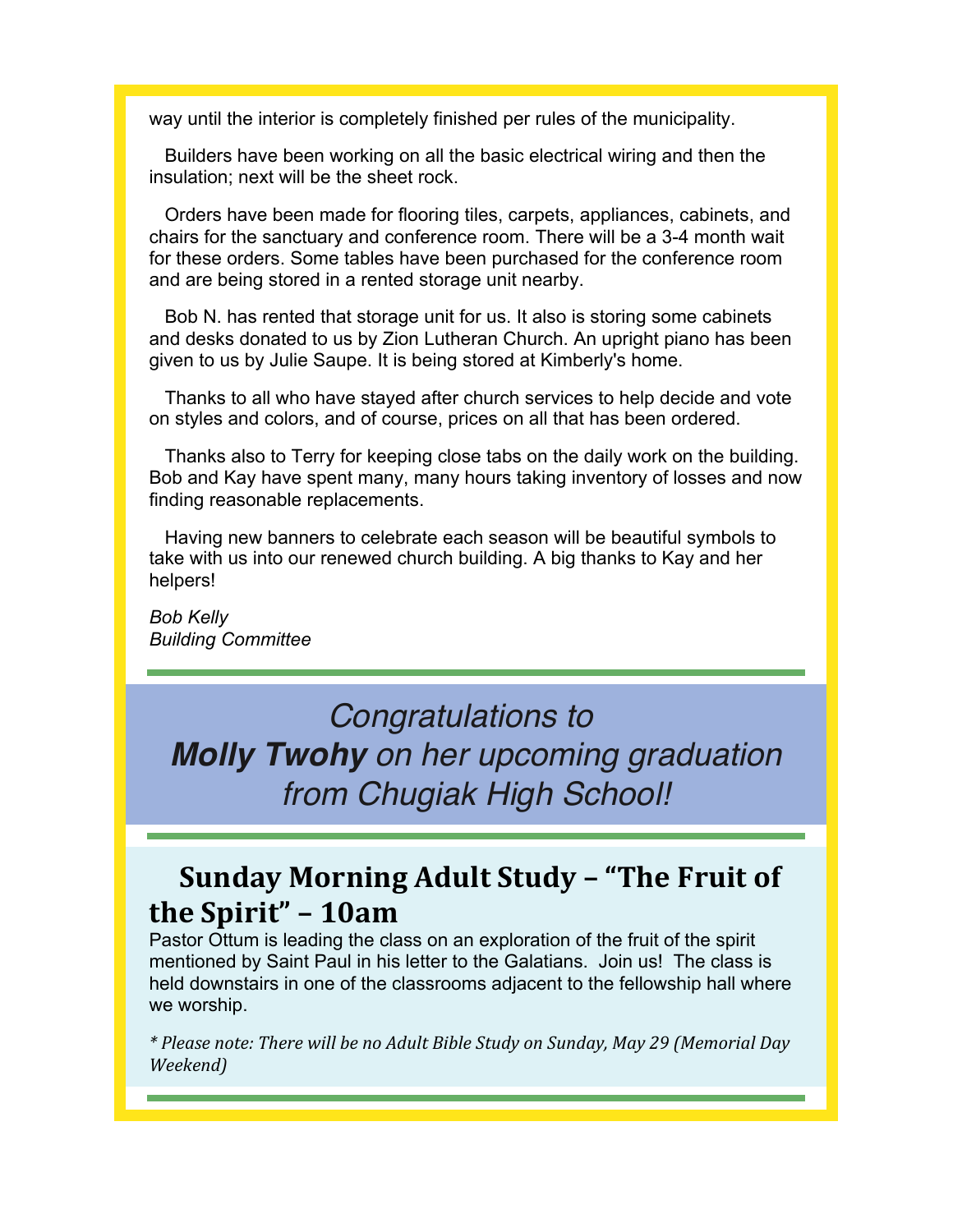way until the interior is completely finished per rules of the municipality.

Builders have been working on all the basic electrical wiring and then the insulation; next will be the sheet rock.

Orders have been made for flooring tiles, carpets, appliances, cabinets, and chairs for the sanctuary and conference room. There will be a 3-4 month wait for these orders. Some tables have been purchased for the conference room and are being stored in a rented storage unit nearby.

Bob N. has rented that storage unit for us. It also is storing some cabinets and desks donated to us by Zion Lutheran Church. An upright piano has been given to us by Julie Saupe. It is being stored at Kimberly's home.

Thanks to all who have stayed after church services to help decide and vote on styles and colors, and of course, prices on all that has been ordered.

Thanks also to Terry for keeping close tabs on the daily work on the building. Bob and Kay have spent many, many hours taking inventory of losses and now finding reasonable replacements.

Having new banners to celebrate each season will be beautiful symbols to take with us into our renewed church building. A big thanks to Kay and her helpers!

*Bob Kelly*
*Building Committee*

---

*Congratulations to* ***Molly Twohy*** *on her upcoming graduation from Chugiak High School!*

---

## Sunday Morning Adult Study – "The Fruit of the Spirit" – 10am

Pastor Ottum is leading the class on an exploration of the fruit of the spirit mentioned by Saint Paul in his letter to the Galatians. Join us! The class is held downstairs in one of the classrooms adjacent to the fellowship hall where we worship.

*\* Please note: There will be no Adult Bible Study on Sunday, May 29 (Memorial Day Weekend)*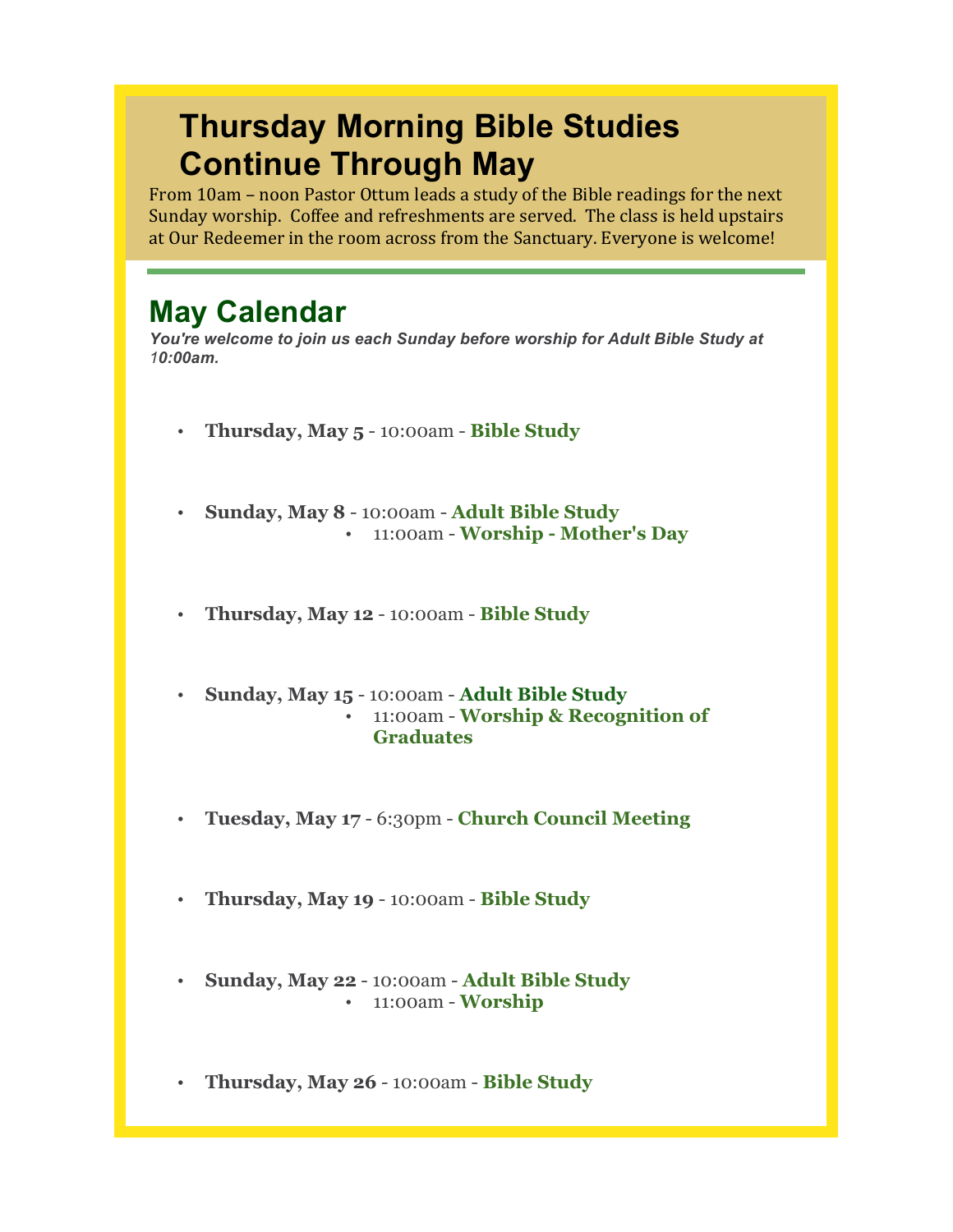# Thursday Morning Bible Studies Continue Through May

From 10am – noon Pastor Ottum leads a study of the Bible readings for the next Sunday worship. Coffee and refreshments are served. The class is held upstairs at Our Redeemer in the room across from the Sanctuary. Everyone is welcome!

## May Calendar

***You're welcome to join us each Sunday before worship for Adult Bible Study at 10:00am.***

- **Thursday, May 5** - 10:00am - **Bible Study**
- **Sunday, May 8** - 10:00am - **Adult Bible Study**
    - 11:00am - **Worship - Mother's Day**
- **Thursday, May 12** - 10:00am - **Bible Study**
- **Sunday, May 15** - 10:00am - **Adult Bible Study**
    - 11:00am - **Worship & Recognition of Graduates**
- **Tuesday, May 17** - 6:30pm - **Church Council Meeting**
- **Thursday, May 19** - 10:00am - **Bible Study**
- **Sunday, May 22** - 10:00am - **Adult Bible Study**
    - 11:00am - **Worship**
- **Thursday, May 26** - 10:00am - **Bible Study**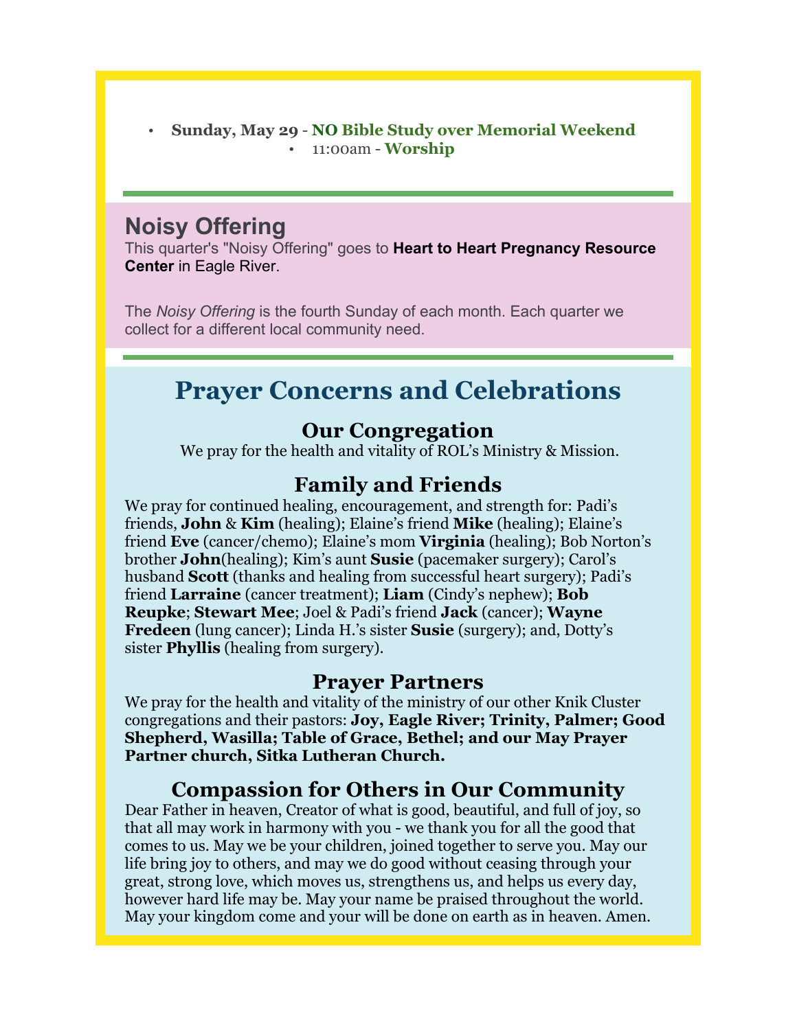- **Sunday, May 29** - **NO Bible Study over Memorial Weekend**
    - 11:00am - **Worship**

---

## Noisy Offering

This quarter's "Noisy Offering" goes to **Heart to Heart Pregnancy Resource Center** in Eagle River.

The *Noisy Offering* is the fourth Sunday of each month. Each quarter we collect for a different local community need.

---

# Prayer Concerns and Celebrations

### Our Congregation

We pray for the health and vitality of ROL's Ministry & Mission.

### Family and Friends

We pray for continued healing, encouragement, and strength for: Padi's friends, **John** & **Kim** (healing); Elaine's friend **Mike** (healing); Elaine's friend **Eve** (cancer/chemo); Elaine's mom **Virginia** (healing); Bob Norton's brother **John**(healing); Kim's aunt **Susie** (pacemaker surgery); Carol's husband **Scott** (thanks and healing from successful heart surgery); Padi's friend **Larraine** (cancer treatment); **Liam** (Cindy's nephew); **Bob Reupke**; **Stewart Mee**; Joel & Padi's friend **Jack** (cancer); **Wayne Fredeen** (lung cancer); Linda H.'s sister **Susie** (surgery); and, Dotty's sister **Phyllis** (healing from surgery).

### Prayer Partners

We pray for the health and vitality of the ministry of our other Knik Cluster congregations and their pastors: **Joy, Eagle River; Trinity, Palmer; Good Shepherd, Wasilla; Table of Grace, Bethel; and our May Prayer Partner church, Sitka Lutheran Church.**

### Compassion for Others in Our Community

Dear Father in heaven, Creator of what is good, beautiful, and full of joy, so that all may work in harmony with you - we thank you for all the good that comes to us. May we be your children, joined together to serve you. May our life bring joy to others, and may we do good without ceasing through your great, strong love, which moves us, strengthens us, and helps us every day, however hard life may be. May your name be praised throughout the world. May your kingdom come and your will be done on earth as in heaven. Amen.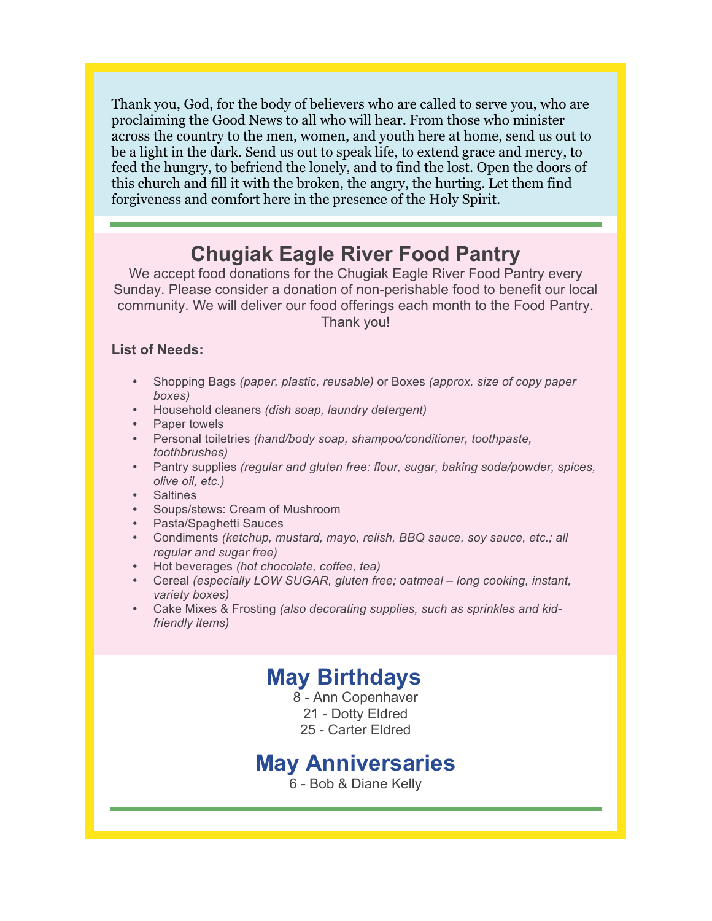Thank you, God, for the body of believers who are called to serve you, who are proclaiming the Good News to all who will hear. From those who minister across the country to the men, women, and youth here at home, send us out to be a light in the dark. Send us out to speak life, to extend grace and mercy, to feed the hungry, to befriend the lonely, and to find the lost. Open the doors of this church and fill it with the broken, the angry, the hurting. Let them find forgiveness and comfort here in the presence of the Holy Spirit.

## Chugiak Eagle River Food Pantry

We accept food donations for the Chugiak Eagle River Food Pantry every Sunday. Please consider a donation of non-perishable food to benefit our local community. We will deliver our food offerings each month to the Food Pantry. Thank you!

**List of Needs:**

- Shopping Bags *(paper, plastic, reusable)* or Boxes *(approx. size of copy paper boxes)*
- Household cleaners *(dish soap, laundry detergent)*
- Paper towels
- Personal toiletries *(hand/body soap, shampoo/conditioner, toothpaste, toothbrushes)*
- Pantry supplies *(regular and gluten free: flour, sugar, baking soda/powder, spices, olive oil, etc.)*
- Saltines
- Soups/stews: Cream of Mushroom
- Pasta/Spaghetti Sauces
- Condiments *(ketchup, mustard, mayo, relish, BBQ sauce, soy sauce, etc.; all regular and sugar free)*
- Hot beverages *(hot chocolate, coffee, tea)*
- Cereal *(especially LOW SUGAR, gluten free; oatmeal – long cooking, instant, variety boxes)*
- Cake Mixes & Frosting *(also decorating supplies, such as sprinkles and kid-friendly items)*

## May Birthdays

8 - Ann Copenhaver
21 - Dotty Eldred
25 - Carter Eldred

## May Anniversaries

6 - Bob & Diane Kelly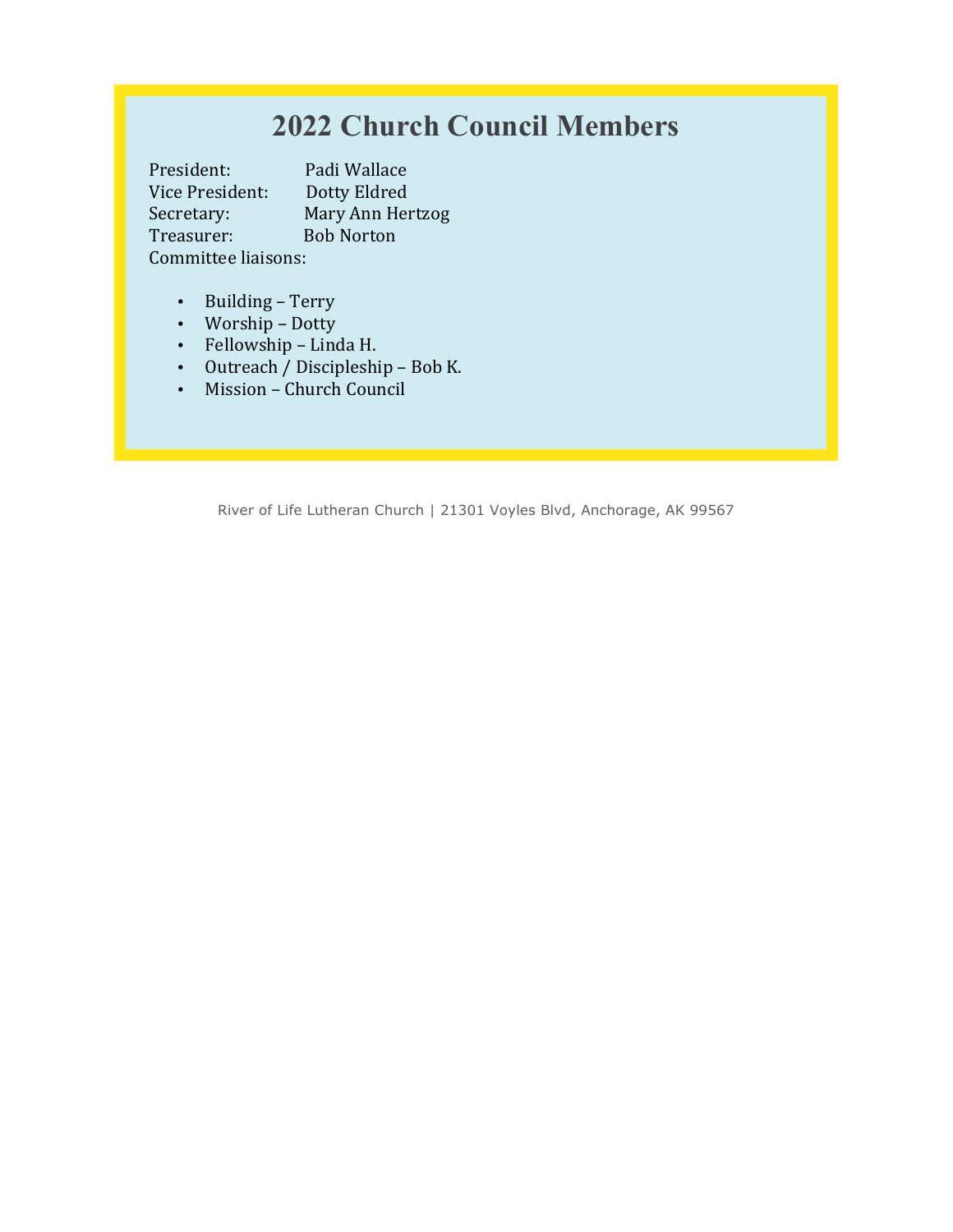# 2022 Church Council Members

President: Padi Wallace
Vice President: Dotty Eldred
Secretary: Mary Ann Hertzog
Treasurer: Bob Norton
Committee liaisons:

- Building – Terry
- Worship – Dotty
- Fellowship – Linda H.
- Outreach / Discipleship – Bob K.
- Mission – Church Council

River of Life Lutheran Church | 21301 Voyles Blvd, Anchorage, AK 99567